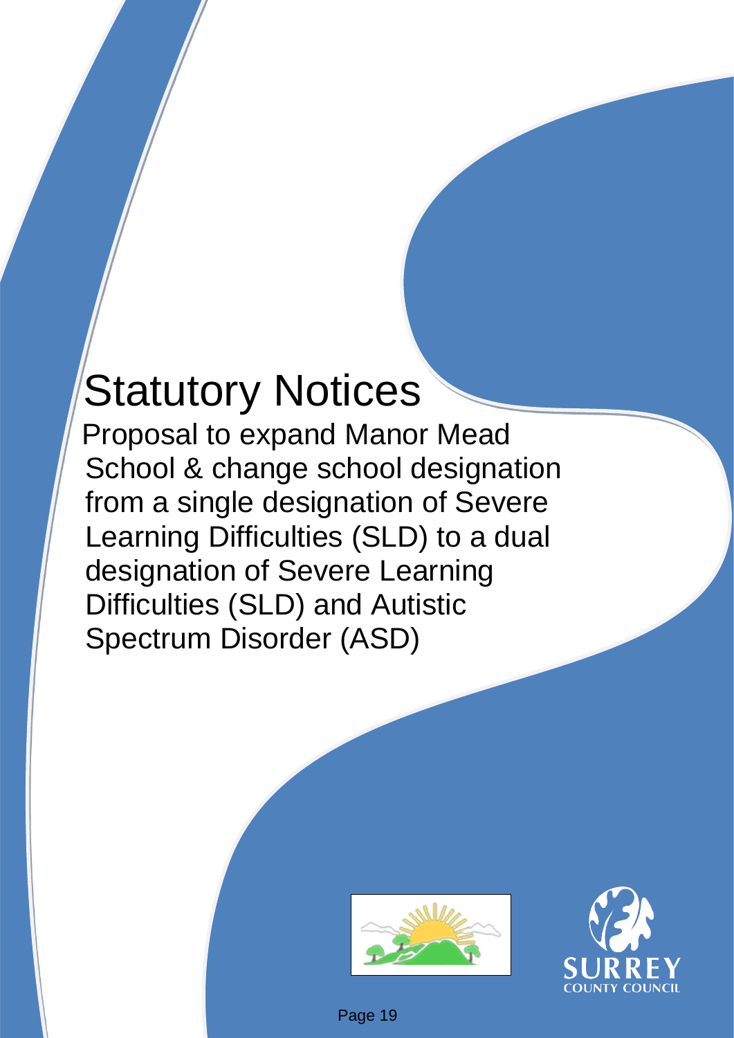# Statutory Notices

Proposal to expand Manor Mead School & change school designation from a single designation of Severe Learning Difficulties (SLD) to a dual designation of Severe Learning Difficulties (SLD) and Autistic Spectrum Disorder (ASD)

SURREY COUNTY COUNCIL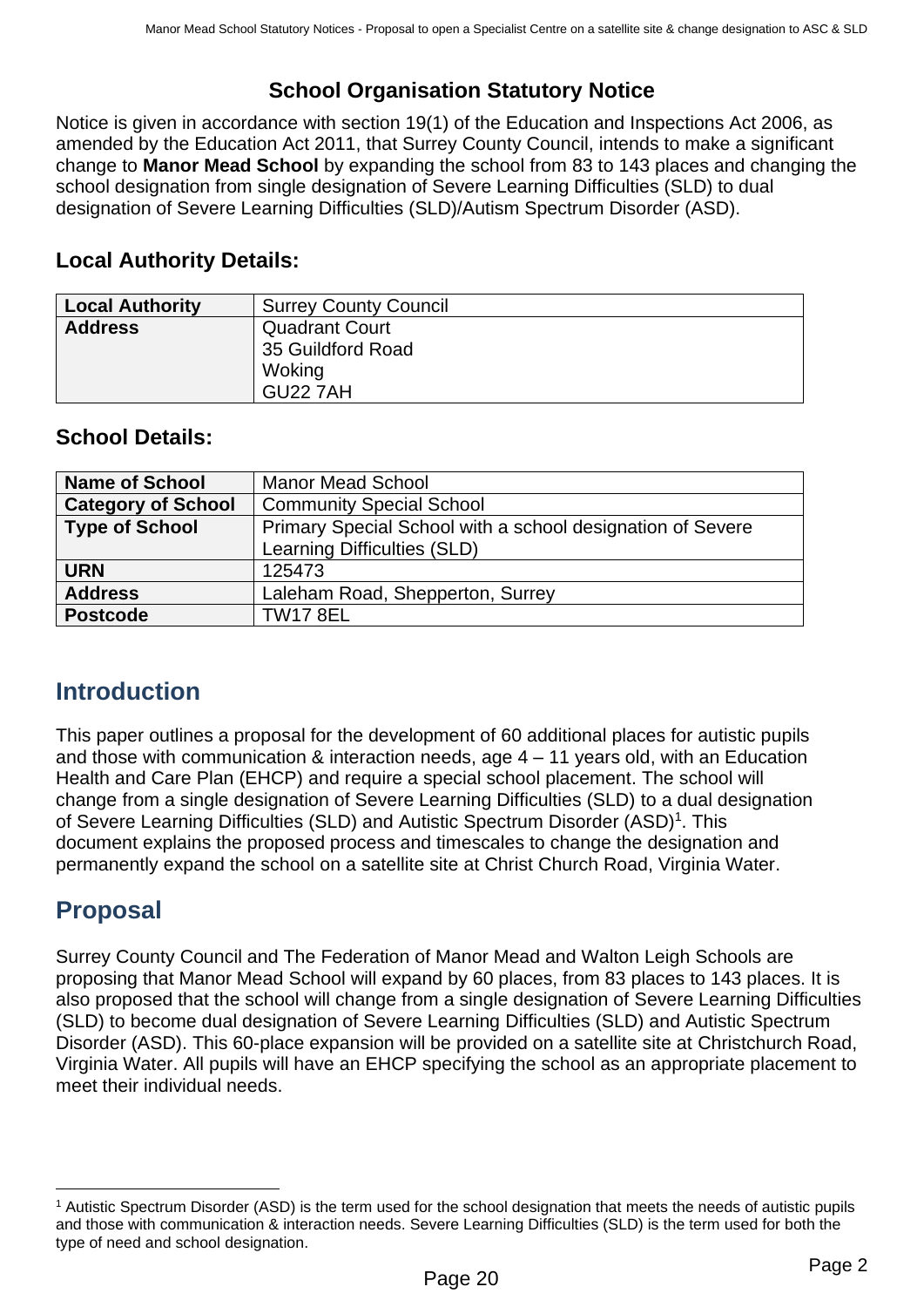## School Organisation Statutory Notice

Notice is given in accordance with section 19(1) of the Education and Inspections Act 2006, as amended by the Education Act 2011, that Surrey County Council, intends to make a significant change to **Manor Mead School** by expanding the school from 83 to 143 places and changing the school designation from single designation of Severe Learning Difficulties (SLD) to dual designation of Severe Learning Difficulties (SLD)/Autism Spectrum Disorder (ASD).

### Local Authority Details:

| **Local Authority** | Surrey County Council |
|---|---|
| **Address** | Quadrant Court<br>35 Guildford Road<br>Woking<br>GU22 7AH |

### School Details:

| **Name of School** | Manor Mead School |
|---|---|
| **Category of School** | Community Special School |
| **Type of School** | Primary Special School with a school designation of Severe Learning Difficulties (SLD) |
| **URN** | 125473 |
| **Address** | Laleham Road, Shepperton, Surrey |
| **Postcode** | TW17 8EL |

## Introduction

This paper outlines a proposal for the development of 60 additional places for autistic pupils and those with communication & interaction needs, age 4 – 11 years old, with an Education Health and Care Plan (EHCP) and require a special school placement. The school will change from a single designation of Severe Learning Difficulties (SLD) to a dual designation of Severe Learning Difficulties (SLD) and Autistic Spectrum Disorder (ASD)[1]. This document explains the proposed process and timescales to change the designation and permanently expand the school on a satellite site at Christ Church Road, Virginia Water.

## Proposal

Surrey County Council and The Federation of Manor Mead and Walton Leigh Schools are proposing that Manor Mead School will expand by 60 places, from 83 places to 143 places. It is also proposed that the school will change from a single designation of Severe Learning Difficulties (SLD) to become dual designation of Severe Learning Difficulties (SLD) and Autistic Spectrum Disorder (ASD). This 60-place expansion will be provided on a satellite site at Christchurch Road, Virginia Water. All pupils will have an EHCP specifying the school as an appropriate placement to meet their individual needs.

---

[1] Autistic Spectrum Disorder (ASD) is the term used for the school designation that meets the needs of autistic pupils and those with communication & interaction needs. Severe Learning Difficulties (SLD) is the term used for both the type of need and school designation.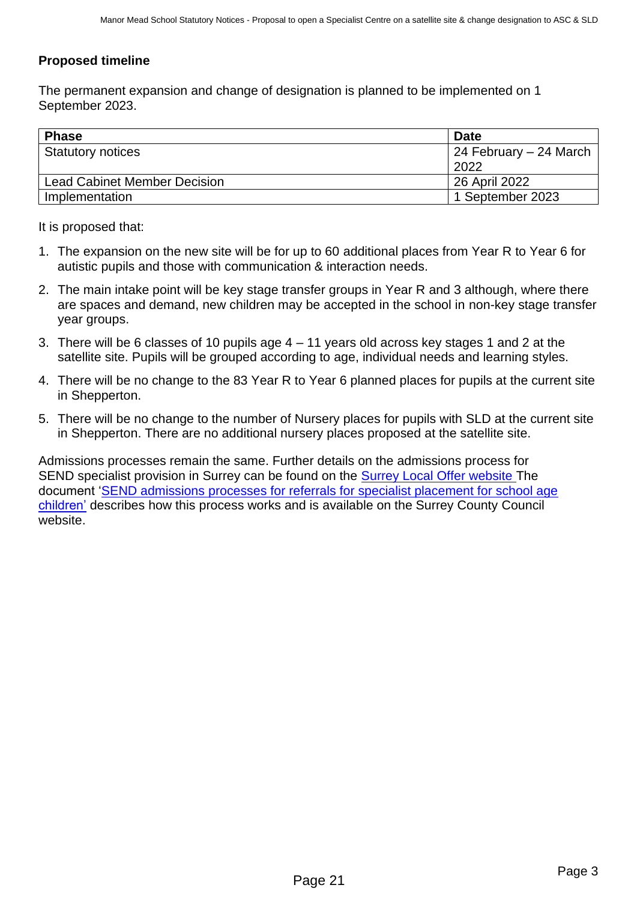## Proposed timeline

The permanent expansion and change of designation is planned to be implemented on 1 September 2023.

| Phase | Date |
|---|---|
| Statutory notices | 24 February – 24 March 2022 |
| Lead Cabinet Member Decision | 26 April 2022 |
| Implementation | 1 September 2023 |

It is proposed that:

1. The expansion on the new site will be for up to 60 additional places from Year R to Year 6 for autistic pupils and those with communication & interaction needs.
2. The main intake point will be key stage transfer groups in Year R and 3 although, where there are spaces and demand, new children may be accepted in the school in non-key stage transfer year groups.
3. There will be 6 classes of 10 pupils age 4 – 11 years old across key stages 1 and 2 at the satellite site. Pupils will be grouped according to age, individual needs and learning styles.
4. There will be no change to the 83 Year R to Year 6 planned places for pupils at the current site in Shepperton.
5. There will be no change to the number of Nursery places for pupils with SLD at the current site in Shepperton. There are no additional nursery places proposed at the satellite site.

Admissions processes remain the same. Further details on the admissions process for SEND specialist provision in Surrey can be found on the Surrey Local Offer website The document 'SEND admissions processes for referrals for specialist placement for school age children' describes how this process works and is available on the Surrey County Council website.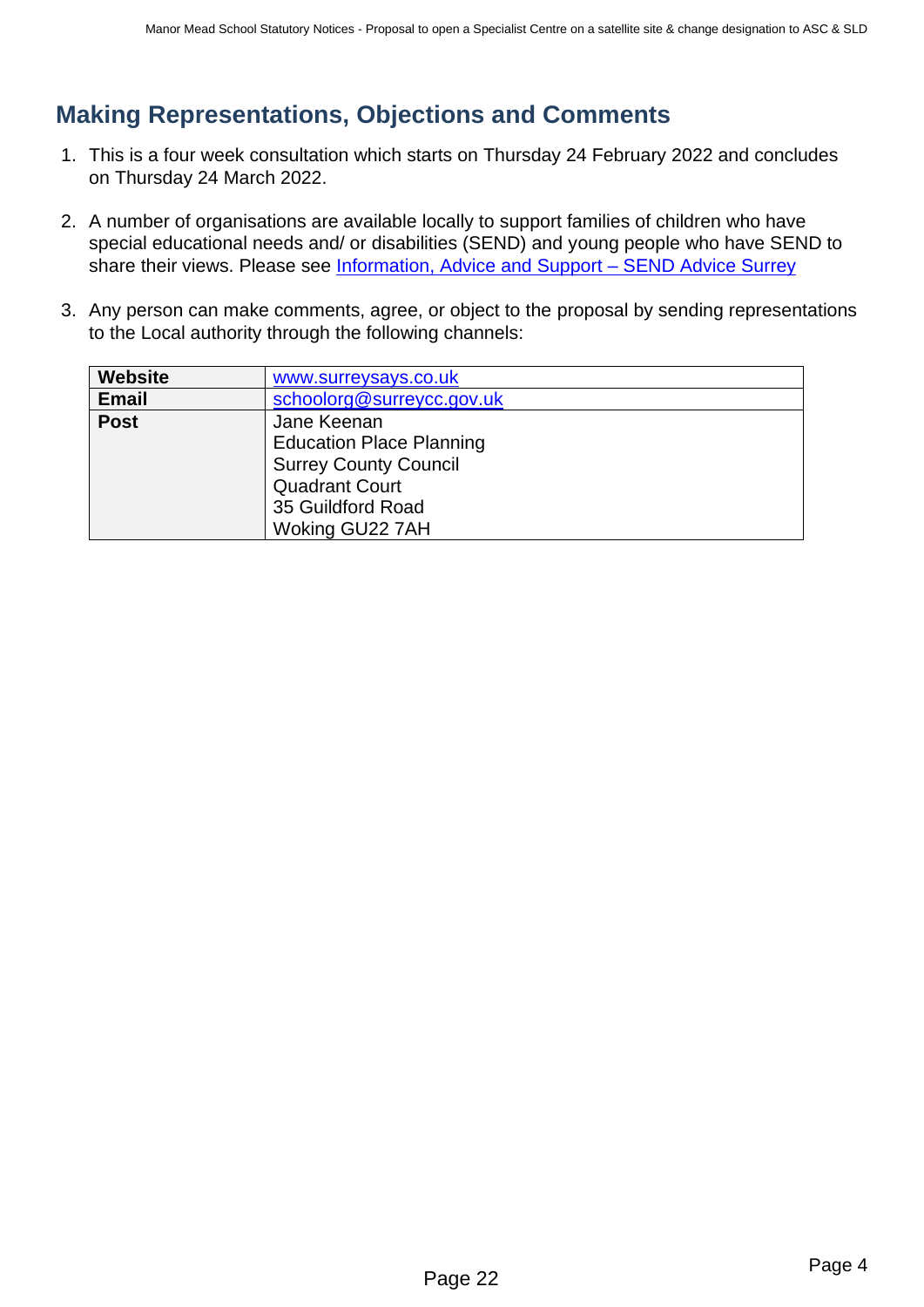## Making Representations, Objections and Comments

1. This is a four week consultation which starts on Thursday 24 February 2022 and concludes on Thursday 24 March 2022.

2. A number of organisations are available locally to support families of children who have special educational needs and/ or disabilities (SEND) and young people who have SEND to share their views. Please see Information, Advice and Support – SEND Advice Surrey

3. Any person can make comments, agree, or object to the proposal by sending representations to the Local authority through the following channels:

| **Website** | www.surreysays.co.uk |
|---|---|
| **Email** | schoolorg@surreycc.gov.uk |
| **Post** | Jane Keenan<br>Education Place Planning<br>Surrey County Council<br>Quadrant Court<br>35 Guildford Road<br>Woking GU22 7AH |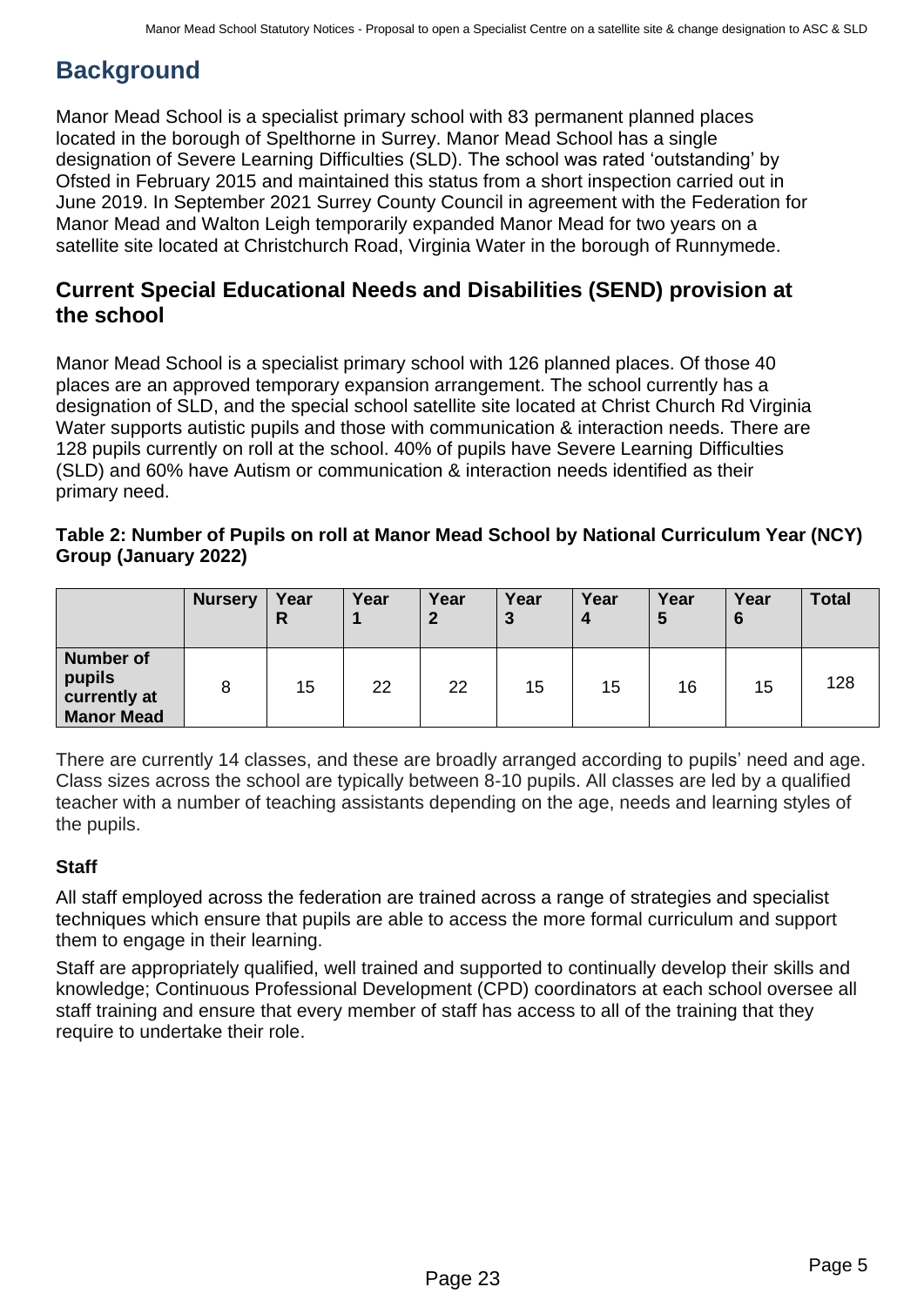# Background

Manor Mead School is a specialist primary school with 83 permanent planned places located in the borough of Spelthorne in Surrey. Manor Mead School has a single designation of Severe Learning Difficulties (SLD). The school was rated 'outstanding' by Ofsted in February 2015 and maintained this status from a short inspection carried out in June 2019. In September 2021 Surrey County Council in agreement with the Federation for Manor Mead and Walton Leigh temporarily expanded Manor Mead for two years on a satellite site located at Christchurch Road, Virginia Water in the borough of Runnymede.

## Current Special Educational Needs and Disabilities (SEND) provision at the school

Manor Mead School is a specialist primary school with 126 planned places. Of those 40 places are an approved temporary expansion arrangement. The school currently has a designation of SLD, and the special school satellite site located at Christ Church Rd Virginia Water supports autistic pupils and those with communication & interaction needs. There are 128 pupils currently on roll at the school. 40% of pupils have Severe Learning Difficulties (SLD) and 60% have Autism or communication & interaction needs identified as their primary need.

**Table 2: Number of Pupils on roll at Manor Mead School by National Curriculum Year (NCY) Group (January 2022)**

| | Nursery | Year R | Year 1 | Year 2 | Year 3 | Year 4 | Year 5 | Year 6 | Total |
|---|---|---|---|---|---|---|---|---|---|
| **Number of pupils currently at Manor Mead** | 8 | 15 | 22 | 22 | 15 | 15 | 16 | 15 | 128 |

There are currently 14 classes, and these are broadly arranged according to pupils' need and age. Class sizes across the school are typically between 8-10 pupils. All classes are led by a qualified teacher with a number of teaching assistants depending on the age, needs and learning styles of the pupils.

### Staff

All staff employed across the federation are trained across a range of strategies and specialist techniques which ensure that pupils are able to access the more formal curriculum and support them to engage in their learning.

Staff are appropriately qualified, well trained and supported to continually develop their skills and knowledge; Continuous Professional Development (CPD) coordinators at each school oversee all staff training and ensure that every member of staff has access to all of the training that they require to undertake their role.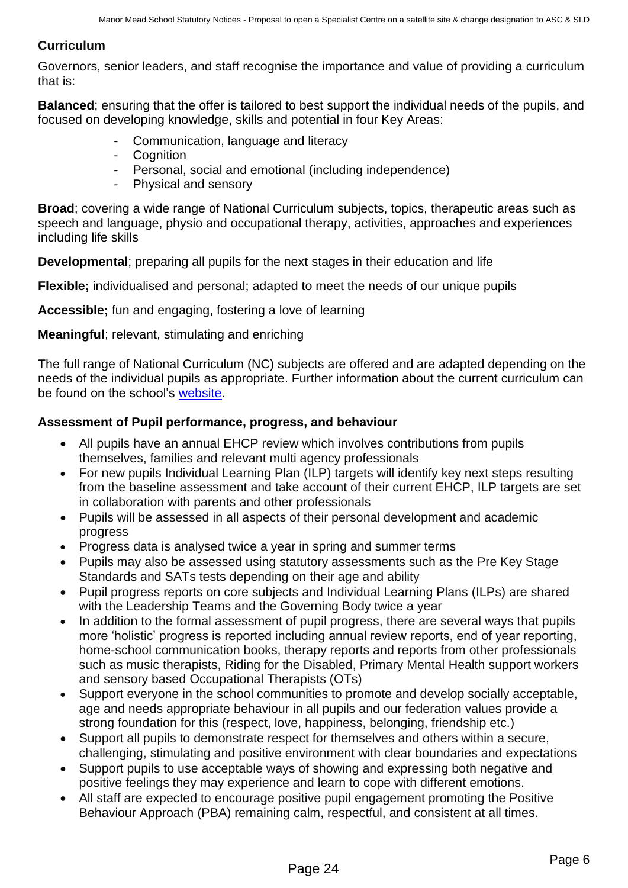## Curriculum

Governors, senior leaders, and staff recognise the importance and value of providing a curriculum that is:

**Balanced**; ensuring that the offer is tailored to best support the individual needs of the pupils, and focused on developing knowledge, skills and potential in four Key Areas:

- Communication, language and literacy
- Cognition
- Personal, social and emotional (including independence)
- Physical and sensory

**Broad**; covering a wide range of National Curriculum subjects, topics, therapeutic areas such as speech and language, physio and occupational therapy, activities, approaches and experiences including life skills

**Developmental**; preparing all pupils for the next stages in their education and life

**Flexible;** individualised and personal; adapted to meet the needs of our unique pupils

**Accessible;** fun and engaging, fostering a love of learning

**Meaningful**; relevant, stimulating and enriching

The full range of National Curriculum (NC) subjects are offered and are adapted depending on the needs of the individual pupils as appropriate. Further information about the current curriculum can be found on the school's [website](website).

## Assessment of Pupil performance, progress, and behaviour

- All pupils have an annual EHCP review which involves contributions from pupils themselves, families and relevant multi agency professionals
- For new pupils Individual Learning Plan (ILP) targets will identify key next steps resulting from the baseline assessment and take account of their current EHCP, ILP targets are set in collaboration with parents and other professionals
- Pupils will be assessed in all aspects of their personal development and academic progress
- Progress data is analysed twice a year in spring and summer terms
- Pupils may also be assessed using statutory assessments such as the Pre Key Stage Standards and SATs tests depending on their age and ability
- Pupil progress reports on core subjects and Individual Learning Plans (ILPs) are shared with the Leadership Teams and the Governing Body twice a year
- In addition to the formal assessment of pupil progress, there are several ways that pupils more 'holistic' progress is reported including annual review reports, end of year reporting, home-school communication books, therapy reports and reports from other professionals such as music therapists, Riding for the Disabled, Primary Mental Health support workers and sensory based Occupational Therapists (OTs)
- Support everyone in the school communities to promote and develop socially acceptable, age and needs appropriate behaviour in all pupils and our federation values provide a strong foundation for this (respect, love, happiness, belonging, friendship etc.)
- Support all pupils to demonstrate respect for themselves and others within a secure, challenging, stimulating and positive environment with clear boundaries and expectations
- Support pupils to use acceptable ways of showing and expressing both negative and positive feelings they may experience and learn to cope with different emotions.
- All staff are expected to encourage positive pupil engagement promoting the Positive Behaviour Approach (PBA) remaining calm, respectful, and consistent at all times.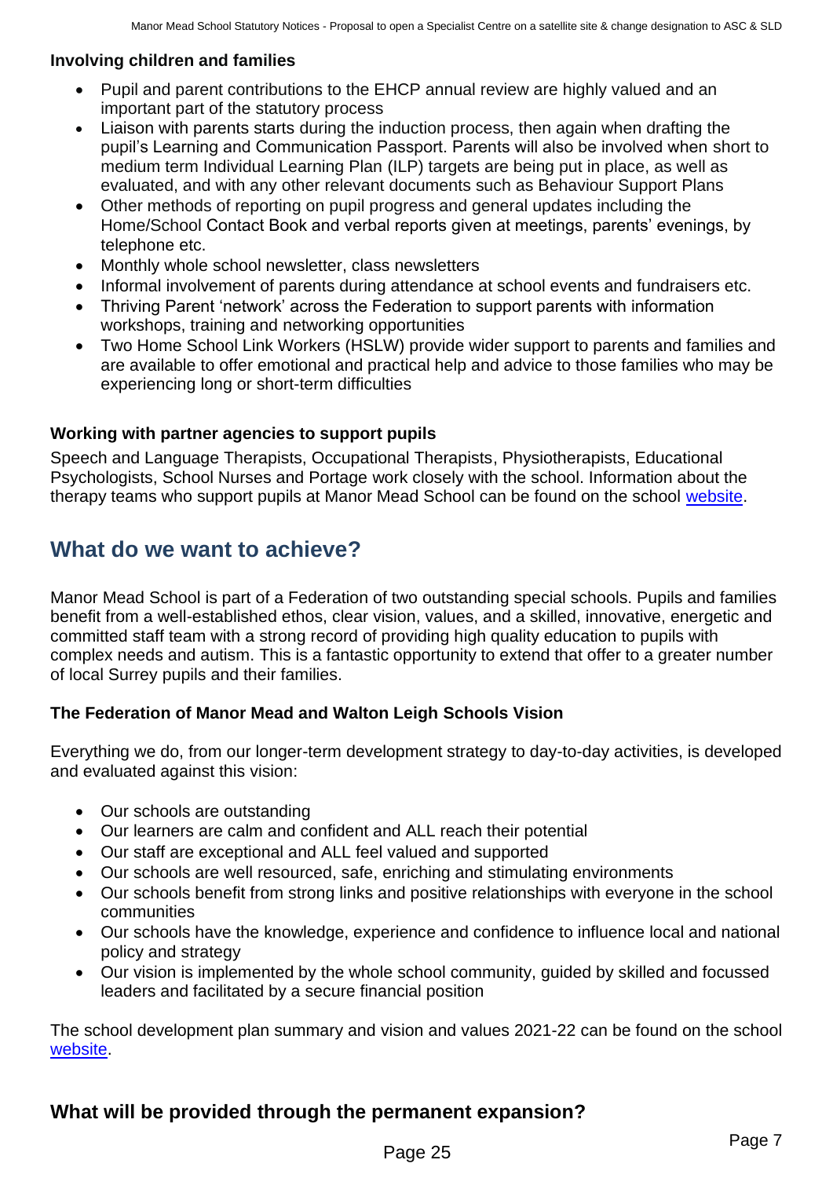### Involving children and families

- Pupil and parent contributions to the EHCP annual review are highly valued and an important part of the statutory process
- Liaison with parents starts during the induction process, then again when drafting the pupil's Learning and Communication Passport. Parents will also be involved when short to medium term Individual Learning Plan (ILP) targets are being put in place, as well as evaluated, and with any other relevant documents such as Behaviour Support Plans
- Other methods of reporting on pupil progress and general updates including the Home/School Contact Book and verbal reports given at meetings, parents' evenings, by telephone etc.
- Monthly whole school newsletter, class newsletters
- Informal involvement of parents during attendance at school events and fundraisers etc.
- Thriving Parent 'network' across the Federation to support parents with information workshops, training and networking opportunities
- Two Home School Link Workers (HSLW) provide wider support to parents and families and are available to offer emotional and practical help and advice to those families who may be experiencing long or short-term difficulties

### Working with partner agencies to support pupils

Speech and Language Therapists, Occupational Therapists, Physiotherapists, Educational Psychologists, School Nurses and Portage work closely with the school. Information about the therapy teams who support pupils at Manor Mead School can be found on the school website.

## What do we want to achieve?

Manor Mead School is part of a Federation of two outstanding special schools. Pupils and families benefit from a well-established ethos, clear vision, values, and a skilled, innovative, energetic and committed staff team with a strong record of providing high quality education to pupils with complex needs and autism. This is a fantastic opportunity to extend that offer to a greater number of local Surrey pupils and their families.

### The Federation of Manor Mead and Walton Leigh Schools Vision

Everything we do, from our longer-term development strategy to day-to-day activities, is developed and evaluated against this vision:

- Our schools are outstanding
- Our learners are calm and confident and ALL reach their potential
- Our staff are exceptional and ALL feel valued and supported
- Our schools are well resourced, safe, enriching and stimulating environments
- Our schools benefit from strong links and positive relationships with everyone in the school communities
- Our schools have the knowledge, experience and confidence to influence local and national policy and strategy
- Our vision is implemented by the whole school community, guided by skilled and focussed leaders and facilitated by a secure financial position

The school development plan summary and vision and values 2021-22 can be found on the school website.

## What will be provided through the permanent expansion?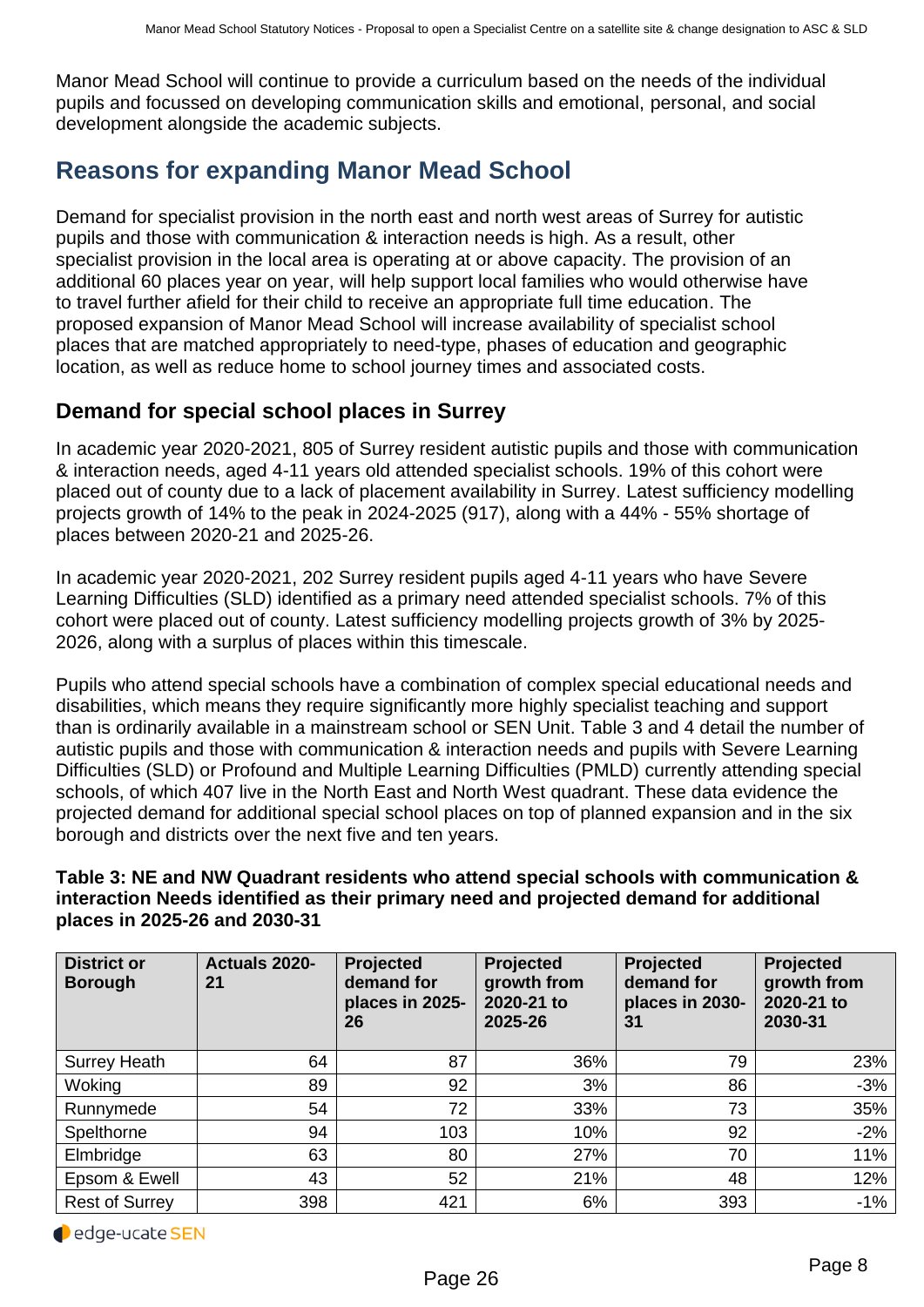Manor Mead School will continue to provide a curriculum based on the needs of the individual pupils and focussed on developing communication skills and emotional, personal, and social development alongside the academic subjects.

## Reasons for expanding Manor Mead School

Demand for specialist provision in the north east and north west areas of Surrey for autistic pupils and those with communication & interaction needs is high. As a result, other specialist provision in the local area is operating at or above capacity. The provision of an additional 60 places year on year, will help support local families who would otherwise have to travel further afield for their child to receive an appropriate full time education. The proposed expansion of Manor Mead School will increase availability of specialist school places that are matched appropriately to need-type, phases of education and geographic location, as well as reduce home to school journey times and associated costs.

### Demand for special school places in Surrey

In academic year 2020-2021, 805 of Surrey resident autistic pupils and those with communication & interaction needs, aged 4-11 years old attended specialist schools. 19% of this cohort were placed out of county due to a lack of placement availability in Surrey. Latest sufficiency modelling projects growth of 14% to the peak in 2024-2025 (917), along with a 44% - 55% shortage of places between 2020-21 and 2025-26.

In academic year 2020-2021, 202 Surrey resident pupils aged 4-11 years who have Severe Learning Difficulties (SLD) identified as a primary need attended specialist schools. 7% of this cohort were placed out of county. Latest sufficiency modelling projects growth of 3% by 2025-2026, along with a surplus of places within this timescale.

Pupils who attend special schools have a combination of complex special educational needs and disabilities, which means they require significantly more highly specialist teaching and support than is ordinarily available in a mainstream school or SEN Unit. Table 3 and 4 detail the number of autistic pupils and those with communication & interaction needs and pupils with Severe Learning Difficulties (SLD) or Profound and Multiple Learning Difficulties (PMLD) currently attending special schools, of which 407 live in the North East and North West quadrant. These data evidence the projected demand for additional special school places on top of planned expansion and in the six borough and districts over the next five and ten years.

**Table 3: NE and NW Quadrant residents who attend special schools with communication & interaction Needs identified as their primary need and projected demand for additional places in 2025-26 and 2030-31**

| District or Borough | Actuals 2020-21 | Projected demand for places in 2025-26 | Projected growth from 2020-21 to 2025-26 | Projected demand for places in 2030-31 | Projected growth from 2020-21 to 2030-31 |
|---|---|---|---|---|---|
| Surrey Heath | 64 | 87 | 36% | 79 | 23% |
| Woking | 89 | 92 | 3% | 86 | -3% |
| Runnymede | 54 | 72 | 33% | 73 | 35% |
| Spelthorne | 94 | 103 | 10% | 92 | -2% |
| Elmbridge | 63 | 80 | 27% | 70 | 11% |
| Epsom & Ewell | 43 | 52 | 21% | 48 | 12% |
| Rest of Surrey | 398 | 421 | 6% | 393 | -1% |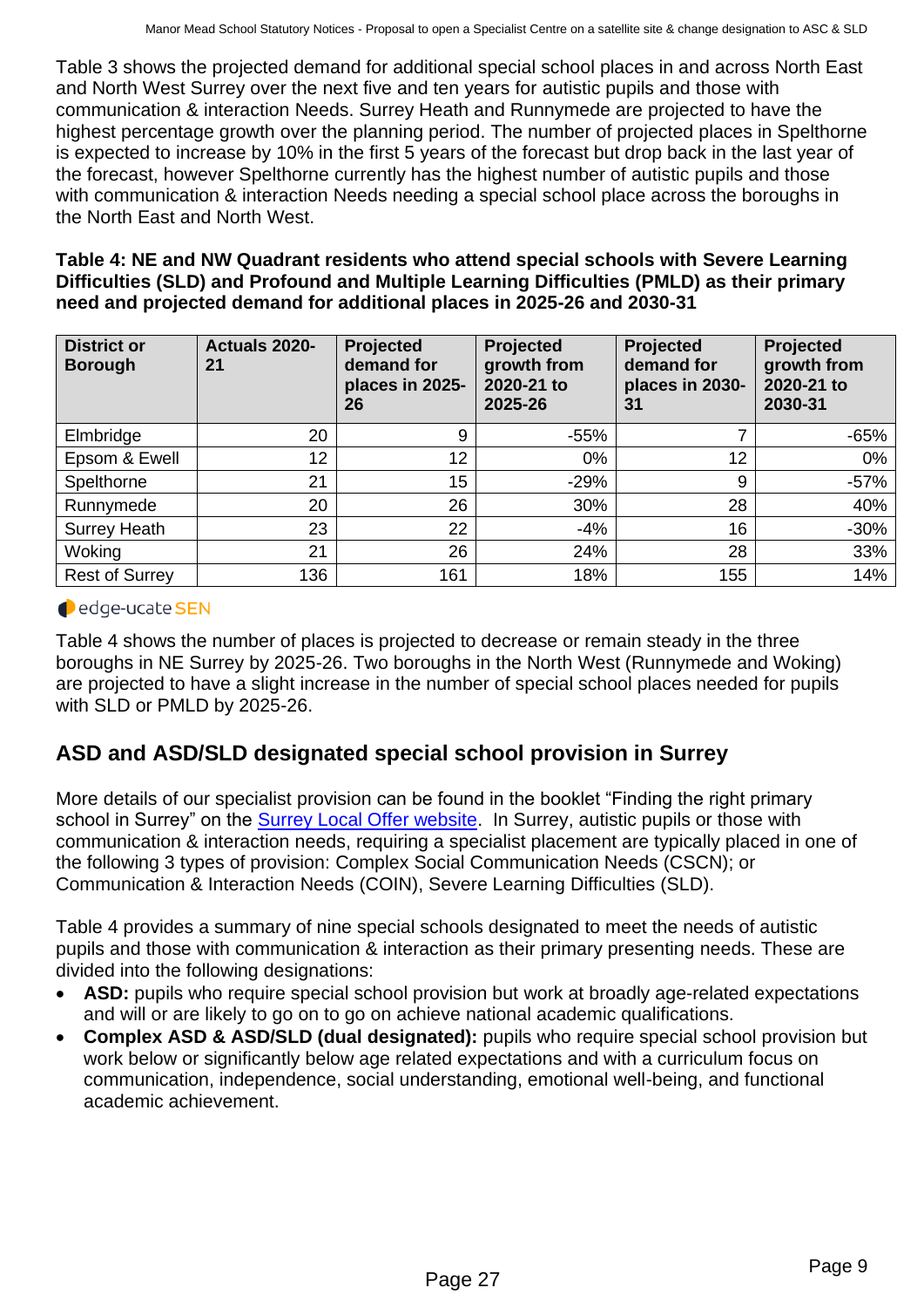Table 3 shows the projected demand for additional special school places in and across North East and North West Surrey over the next five and ten years for autistic pupils and those with communication & interaction Needs. Surrey Heath and Runnymede are projected to have the highest percentage growth over the planning period. The number of projected places in Spelthorne is expected to increase by 10% in the first 5 years of the forecast but drop back in the last year of the forecast, however Spelthorne currently has the highest number of autistic pupils and those with communication & interaction Needs needing a special school place across the boroughs in the North East and North West.

**Table 4: NE and NW Quadrant residents who attend special schools with Severe Learning Difficulties (SLD) and Profound and Multiple Learning Difficulties (PMLD) as their primary need and projected demand for additional places in 2025-26 and 2030-31**

| District or Borough | Actuals 2020-21 | Projected demand for places in 2025-26 | Projected growth from 2020-21 to 2025-26 | Projected demand for places in 2030-31 | Projected growth from 2020-21 to 2030-31 |
|---|---|---|---|---|---|
| Elmbridge | 20 | 9 | -55% | 7 | -65% |
| Epsom & Ewell | 12 | 12 | 0% | 12 | 0% |
| Spelthorne | 21 | 15 | -29% | 9 | -57% |
| Runnymede | 20 | 26 | 30% | 28 | 40% |
| Surrey Heath | 23 | 22 | -4% | 16 | -30% |
| Woking | 21 | 26 | 24% | 28 | 33% |
| Rest of Surrey | 136 | 161 | 18% | 155 | 14% |

edge-ucate SEN

Table 4 shows the number of places is projected to decrease or remain steady in the three boroughs in NE Surrey by 2025-26. Two boroughs in the North West (Runnymede and Woking) are projected to have a slight increase in the number of special school places needed for pupils with SLD or PMLD by 2025-26.

## ASD and ASD/SLD designated special school provision in Surrey

More details of our specialist provision can be found in the booklet "Finding the right primary school in Surrey" on the Surrey Local Offer website. In Surrey, autistic pupils or those with communication & interaction needs, requiring a specialist placement are typically placed in one of the following 3 types of provision: Complex Social Communication Needs (CSCN); or Communication & Interaction Needs (COIN), Severe Learning Difficulties (SLD).

Table 4 provides a summary of nine special schools designated to meet the needs of autistic pupils and those with communication & interaction as their primary presenting needs. These are divided into the following designations:

- **ASD:** pupils who require special school provision but work at broadly age-related expectations and will or are likely to go on to go on achieve national academic qualifications.
- **Complex ASD & ASD/SLD (dual designated):** pupils who require special school provision but work below or significantly below age related expectations and with a curriculum focus on communication, independence, social understanding, emotional well-being, and functional academic achievement.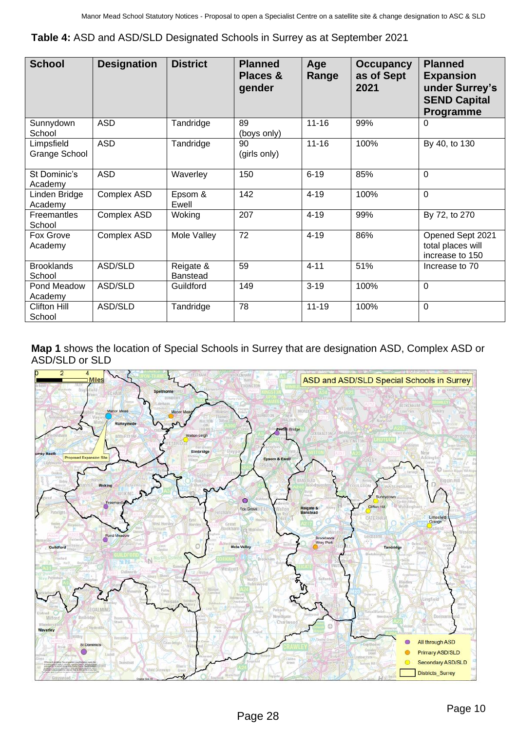**Table 4:** ASD and ASD/SLD Designated Schools in Surrey as at September 2021

| School | Designation | District | Planned Places & gender | Age Range | Occupancy as of Sept 2021 | Planned Expansion under Surrey's SEND Capital Programme |
|---|---|---|---|---|---|---|
| Sunnydown School | ASD | Tandridge | 89 (boys only) | 11-16 | 99% | 0 |
| Limpsfield Grange School | ASD | Tandridge | 90 (girls only) | 11-16 | 100% | By 40, to 130 |
| St Dominic's Academy | ASD | Waverley | 150 | 6-19 | 85% | 0 |
| Linden Bridge Academy | Complex ASD | Epsom & Ewell | 142 | 4-19 | 100% | 0 |
| Freemantles School | Complex ASD | Woking | 207 | 4-19 | 99% | By 72, to 270 |
| Fox Grove Academy | Complex ASD | Mole Valley | 72 | 4-19 | 86% | Opened Sept 2021 total places will increase to 150 |
| Brooklands School | ASD/SLD | Reigate & Banstead | 59 | 4-11 | 51% | Increase to 70 |
| Pond Meadow Academy | ASD/SLD | Guildford | 149 | 3-19 | 100% | 0 |
| Clifton Hill School | ASD/SLD | Tandridge | 78 | 11-19 | 100% | 0 |

**Map 1** shows the location of Special Schools in Surrey that are designation ASD, Complex ASD or ASD/SLD or SLD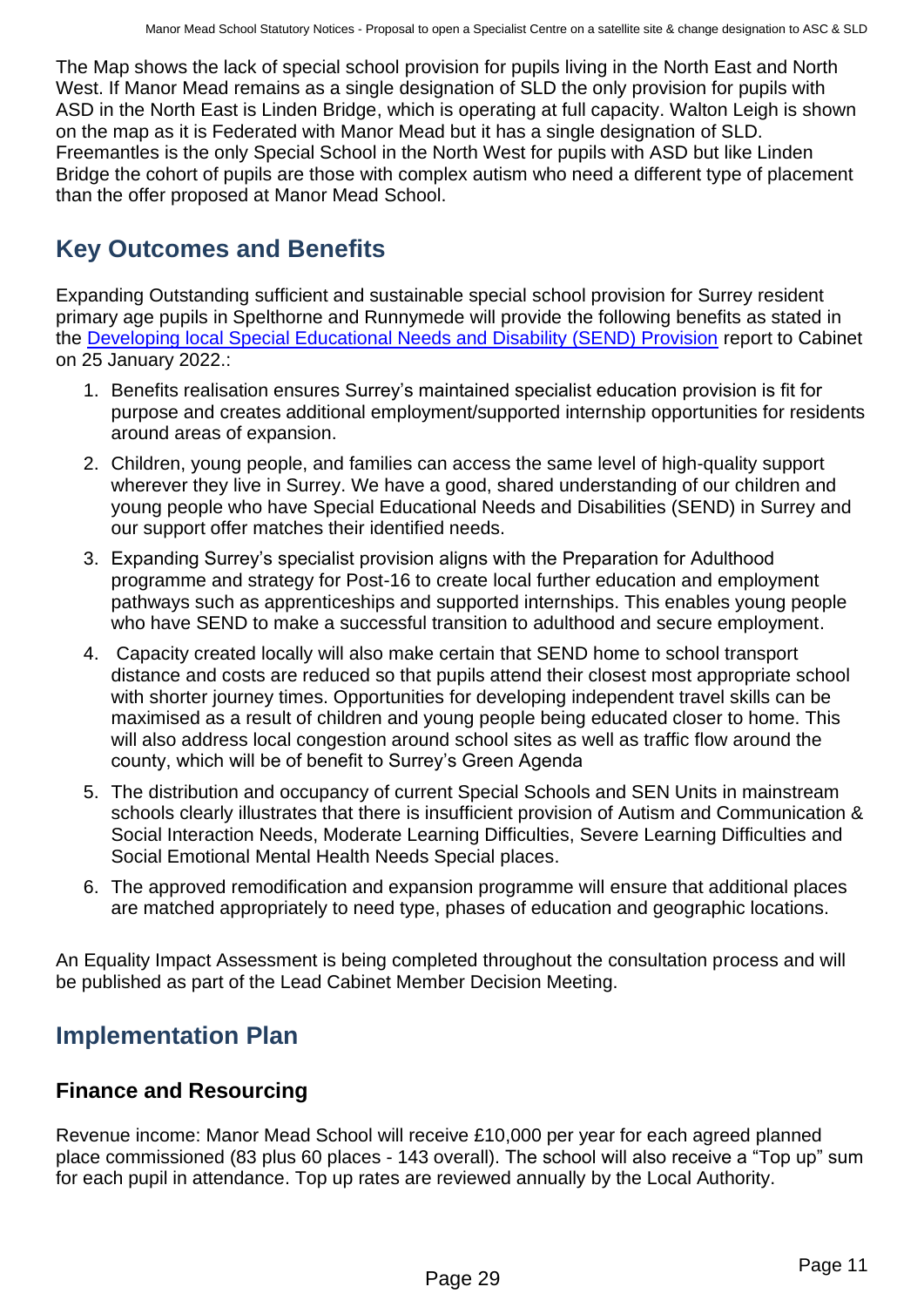The Map shows the lack of special school provision for pupils living in the North East and North West. If Manor Mead remains as a single designation of SLD the only provision for pupils with ASD in the North East is Linden Bridge, which is operating at full capacity. Walton Leigh is shown on the map as it is Federated with Manor Mead but it has a single designation of SLD. Freemantles is the only Special School in the North West for pupils with ASD but like Linden Bridge the cohort of pupils are those with complex autism who need a different type of placement than the offer proposed at Manor Mead School.

## Key Outcomes and Benefits

Expanding Outstanding sufficient and sustainable special school provision for Surrey resident primary age pupils in Spelthorne and Runnymede will provide the following benefits as stated in the Developing local Special Educational Needs and Disability (SEND) Provision report to Cabinet on 25 January 2022.:

1. Benefits realisation ensures Surrey's maintained specialist education provision is fit for purpose and creates additional employment/supported internship opportunities for residents around areas of expansion.
2. Children, young people, and families can access the same level of high-quality support wherever they live in Surrey. We have a good, shared understanding of our children and young people who have Special Educational Needs and Disabilities (SEND) in Surrey and our support offer matches their identified needs.
3. Expanding Surrey's specialist provision aligns with the Preparation for Adulthood programme and strategy for Post-16 to create local further education and employment pathways such as apprenticeships and supported internships. This enables young people who have SEND to make a successful transition to adulthood and secure employment.
4. Capacity created locally will also make certain that SEND home to school transport distance and costs are reduced so that pupils attend their closest most appropriate school with shorter journey times. Opportunities for developing independent travel skills can be maximised as a result of children and young people being educated closer to home. This will also address local congestion around school sites as well as traffic flow around the county, which will be of benefit to Surrey's Green Agenda
5. The distribution and occupancy of current Special Schools and SEN Units in mainstream schools clearly illustrates that there is insufficient provision of Autism and Communication & Social Interaction Needs, Moderate Learning Difficulties, Severe Learning Difficulties and Social Emotional Mental Health Needs Special places.
6. The approved remodification and expansion programme will ensure that additional places are matched appropriately to need type, phases of education and geographic locations.

An Equality Impact Assessment is being completed throughout the consultation process and will be published as part of the Lead Cabinet Member Decision Meeting.

## Implementation Plan

### Finance and Resourcing

Revenue income: Manor Mead School will receive £10,000 per year for each agreed planned place commissioned (83 plus 60 places - 143 overall). The school will also receive a "Top up" sum for each pupil in attendance. Top up rates are reviewed annually by the Local Authority.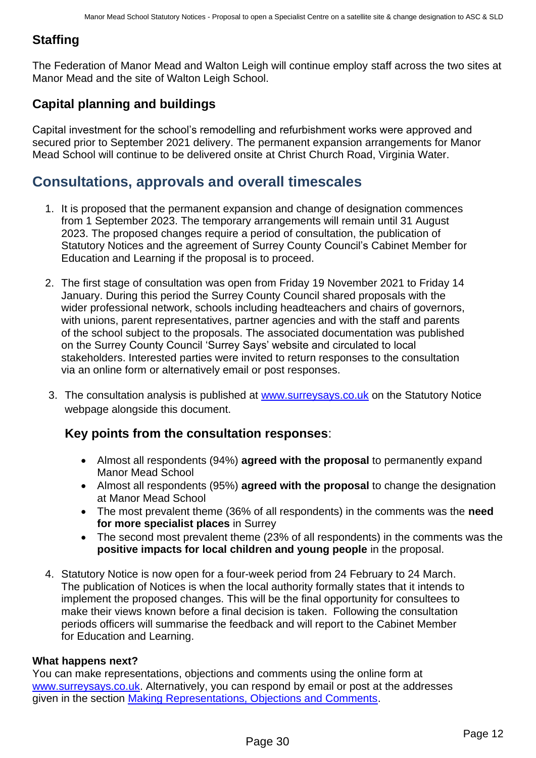### Staffing

The Federation of Manor Mead and Walton Leigh will continue employ staff across the two sites at Manor Mead and the site of Walton Leigh School.

### Capital planning and buildings

Capital investment for the school's remodelling and refurbishment works were approved and secured prior to September 2021 delivery. The permanent expansion arrangements for Manor Mead School will continue to be delivered onsite at Christ Church Road, Virginia Water.

## Consultations, approvals and overall timescales

1. It is proposed that the permanent expansion and change of designation commences from 1 September 2023. The temporary arrangements will remain until 31 August 2023. The proposed changes require a period of consultation, the publication of Statutory Notices and the agreement of Surrey County Council's Cabinet Member for Education and Learning if the proposal is to proceed.

2. The first stage of consultation was open from Friday 19 November 2021 to Friday 14 January. During this period the Surrey County Council shared proposals with the wider professional network, schools including headteachers and chairs of governors, with unions, parent representatives, partner agencies and with the staff and parents of the school subject to the proposals. The associated documentation was published on the Surrey County Council 'Surrey Says' website and circulated to local stakeholders. Interested parties were invited to return responses to the consultation via an online form or alternatively email or post responses.

3. The consultation analysis is published at [www.surreysays.co.uk](www.surreysays.co.uk) on the Statutory Notice webpage alongside this document.

### Key points from the consultation responses:

- Almost all respondents (94%) **agreed with the proposal** to permanently expand Manor Mead School
- Almost all respondents (95%) **agreed with the proposal** to change the designation at Manor Mead School
- The most prevalent theme (36% of all respondents) in the comments was the **need for more specialist places** in Surrey
- The second most prevalent theme (23% of all respondents) in the comments was the **positive impacts for local children and young people** in the proposal.

4. Statutory Notice is now open for a four-week period from 24 February to 24 March. The publication of Notices is when the local authority formally states that it intends to implement the proposed changes. This will be the final opportunity for consultees to make their views known before a final decision is taken. Following the consultation periods officers will summarise the feedback and will report to the Cabinet Member for Education and Learning.

**What happens next?**

You can make representations, objections and comments using the online form at [www.surreysays.co.uk](www.surreysays.co.uk). Alternatively, you can respond by email or post at the addresses given in the section Making Representations, Objections and Comments.